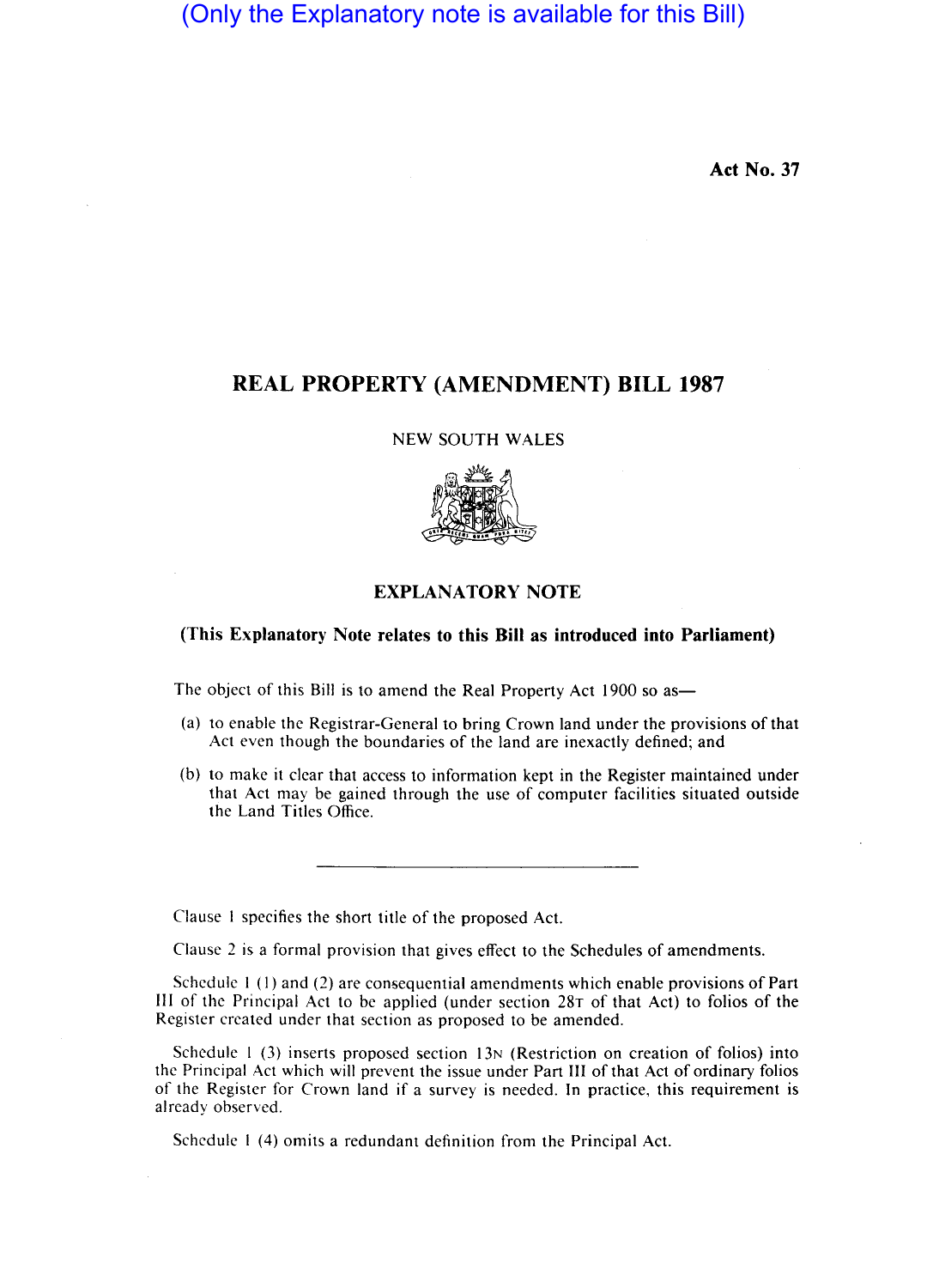(Only the Explanatory note is available for this Bill)

**Act No. 37**

# REAL PROPERTY (AMENDMENT) BILL 1987

NEW SOUTH WALES

## EXPLANATORY NOTE

### (This Explanatory Note relates to this Bill as introduced into Parliament)

The object of this Bill is to amend the Real Property Act 1900 so as—

(a) to enable the Registrar-General to bring Crown land under the provisions of that Act even though the boundaries of the land are inexactly defined; and

(b) to make it clear that access to information kept in the Register maintained under that Act may be gained through the use of computer facilities situated outside the Land Titles Office.

---

Clause 1 specifies the short title of the proposed Act.

Clause 2 is a formal provision that gives effect to the Schedules of amendments.

Schedule 1 (1) and (2) are consequential amendments which enable provisions of Part III of the Principal Act to be applied (under section 28T of that Act) to folios of the Register created under that section as proposed to be amended.

Schedule 1 (3) inserts proposed section 13N (Restriction on creation of folios) into the Principal Act which will prevent the issue under Part III of that Act of ordinary folios of the Register for Crown land if a survey is needed. In practice, this requirement is already observed.

Schedule 1 (4) omits a redundant definition from the Principal Act.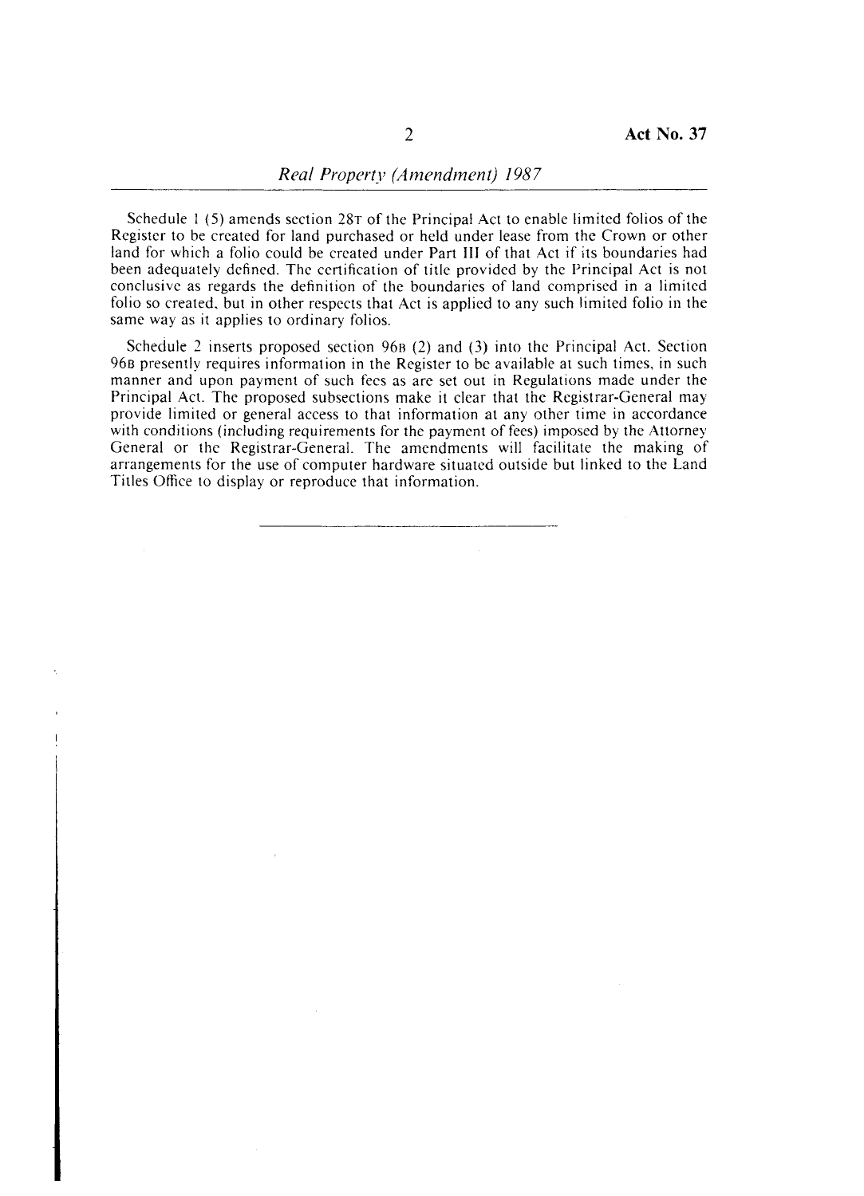Schedule 1 (5) amends section 28T of the Principal Act to enable limited folios of the Register to be created for land purchased or held under lease from the Crown or other land for which a folio could be created under Part III of that Act if its boundaries had been adequately defined. The certification of title provided by the Principal Act is not conclusive as regards the definition of the boundaries of land comprised in a limited folio so created, but in other respects that Act is applied to any such limited folio in the same way as it applies to ordinary folios.

Schedule 2 inserts proposed section 96B (2) and (3) into the Principal Act. Section 96B presently requires information in the Register to be available at such times, in such manner and upon payment of such fees as are set out in Regulations made under the Principal Act. The proposed subsections make it clear that the Registrar-General may provide limited or general access to that information at any other time in accordance with conditions (including requirements for the payment of fees) imposed by the Attorney General or the Registrar-General. The amendments will facilitate the making of arrangements for the use of computer hardware situated outside but linked to the Land Titles Office to display or reproduce that information.